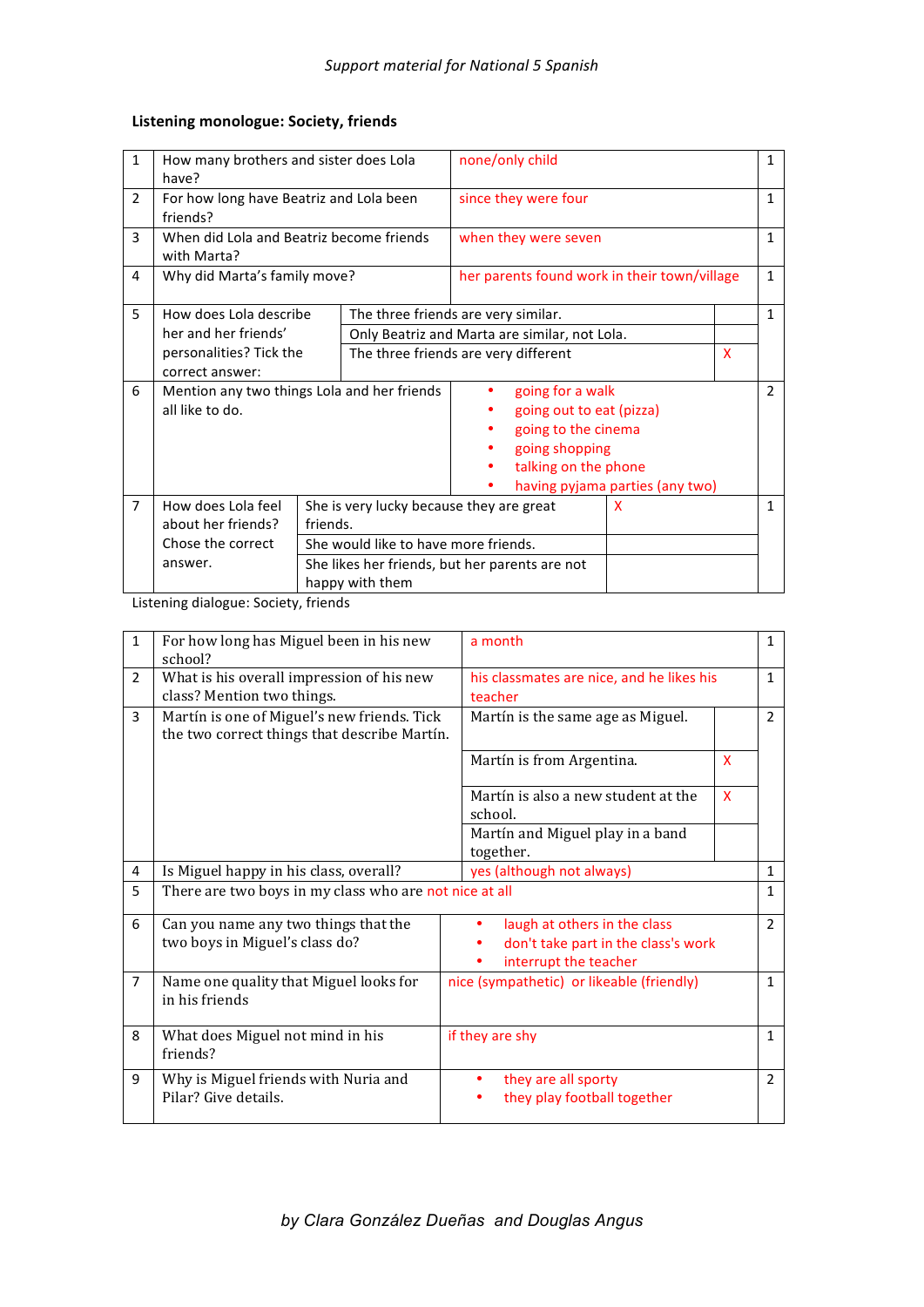### Listening monologue: Society, friends

| | | | |
|---|---|---|---|
| 1 | How many brothers and sister does Lola have? | none/only child | 1 |
| 2 | For how long have Beatriz and Lola been friends? | since they were four | 1 |
| 3 | When did Lola and Beatriz become friends with Marta? | when they were seven | 1 |
| 4 | Why did Marta's family move? | her parents found work in their town/village | 1 |
| 5 | How does Lola describe her and her friends' personalities? Tick the correct answer: | The three friends are very similar. <br> Only Beatriz and Marta are similar, not Lola. <br> The three friends are very different X | 1 |
| 6 | Mention any two things Lola and her friends all like to do. | • going for a walk <br> • going out to eat (pizza) <br> • going to the cinema <br> • going shopping <br> • talking on the phone <br> • having pyjama parties (any two) | 2 |
| 7 | How does Lola feel about her friends? Chose the correct answer. | She is very lucky because they are great friends. X <br> She would like to have more friends. <br> She likes her friends, but her parents are not happy with them | 1 |

Listening dialogue: Society, friends

| | | | |
|---|---|---|---|
| 1 | For how long has Miguel been in his new school? | a month | 1 |
| 2 | What is his overall impression of his new class? Mention two things. | his classmates are nice, and he likes his teacher | 1 |
| 3 | Martín is one of Miguel's new friends. Tick the two correct things that describe Martín. | Martín is the same age as Miguel. <br> Martín is from Argentina. X <br> Martín is also a new student at the school. X <br> Martín and Miguel play in a band together. | 2 |
| 4 | Is Miguel happy in his class, overall? | yes (although not always) | 1 |
| 5 | There are two boys in my class who are not nice at all | | 1 |
| 6 | Can you name any two things that the two boys in Miguel's class do? | • laugh at others in the class <br> • don't take part in the class's work <br> • interrupt the teacher | 2 |
| 7 | Name one quality that Miguel looks for in his friends | nice (sympathetic) or likeable (friendly) | 1 |
| 8 | What does Miguel not mind in his friends? | if they are shy | 1 |
| 9 | Why is Miguel friends with Nuria and Pilar? Give details. | • they are all sporty <br> • they play football together | 2 |

*by Clara González Dueñas and Douglas Angus*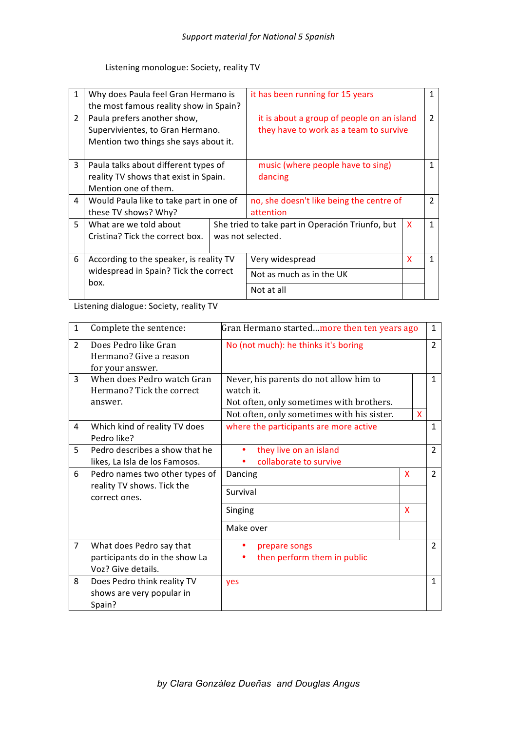Listening monologue: Society, reality TV

| | | | | |
|---|---|---|---|---|
| 1 | Why does Paula feel Gran Hermano is the most famous reality show in Spain? | it has been running for 15 years | | 1 |
| 2 | Paula prefers another show, Supervivientes, to Gran Hermano. Mention two things she says about it. | it is about a group of people on an island<br>they have to work as a team to survive | | 2 |
| 3 | Paula talks about different types of reality TV shows that exist in Spain. Mention one of them. | music (where people have to sing)<br>dancing | | 1 |
| 4 | Would Paula like to take part in one of these TV shows? Why? | no, she doesn't like being the centre of attention | | 2 |
| 5 | What are we told about Cristina? Tick the correct box. | She tried to take part in Operación Triunfo, but was not selected. | X | 1 |
| 6 | According to the speaker, is reality TV widespread in Spain? Tick the correct box. | Very widespread | X | 1 |
| | | Not as much as in the UK | | |
| | | Not at all | | |

Listening dialogue: Society, reality TV

| | | | | |
|---|---|---|---|---|
| 1 | Complete the sentence: | Gran Hermano started...more then ten years ago | | 1 |
| 2 | Does Pedro like Gran Hermano? Give a reason for your answer. | No (not much): he thinks it's boring | | 2 |
| 3 | When does Pedro watch Gran Hermano? Tick the correct answer. | Never, his parents do not allow him to watch it. | | 1 |
| | | Not often, only sometimes with brothers. | | |
| | | Not often, only sometimes with his sister. | X | |
| 4 | Which kind of reality TV does Pedro like? | where the participants are more active | | 1 |
| 5 | Pedro describes a show that he likes, La Isla de los Famosos. | • they live on an island<br>• collaborate to survive | | 2 |
| 6 | Pedro names two other types of reality TV shows. Tick the correct ones. | Dancing | X | 2 |
| | | Survival | | |
| | | Singing | X | |
| | | Make over | | |
| 7 | What does Pedro say that participants do in the show La Voz? Give details. | • prepare songs<br>• then perform them in public | | 2 |
| 8 | Does Pedro think reality TV shows are very popular in Spain? | yes | | 1 |

*by Clara González Dueñas and Douglas Angus*